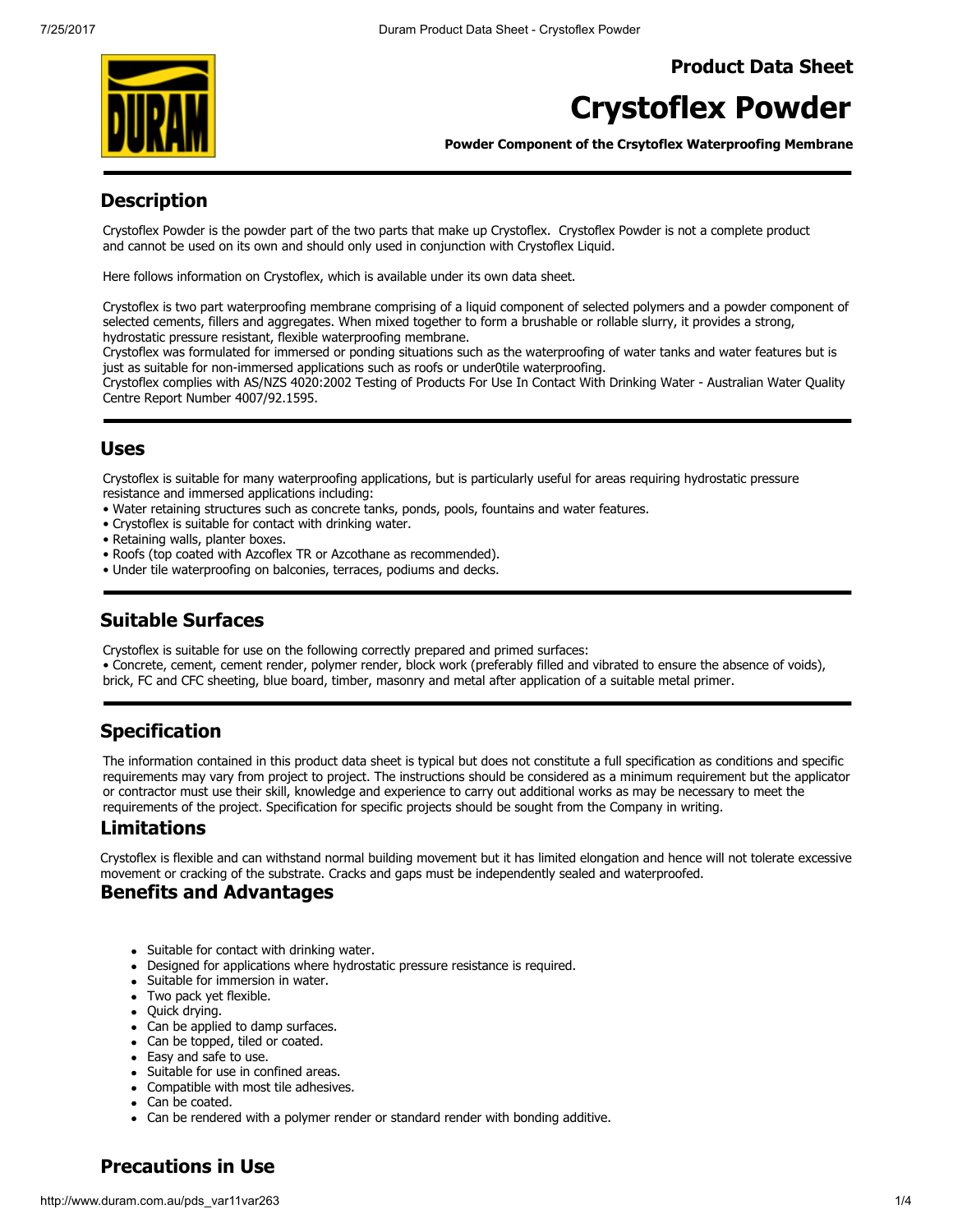# Product Data Sheet

# Crystoflex Powder

**Powder Component of the Crsytoflex Waterproofing Membrane**

## Description

Crystoflex Powder is the powder part of the two parts that make up Crystoflex. Crystoflex Powder is not a complete product and cannot be used on its own and should only used in conjunction with Crystoflex Liquid.

Here follows information on Crystoflex, which is available under its own data sheet.

Crystoflex is two part waterproofing membrane comprising of a liquid component of selected polymers and a powder component of selected cements, fillers and aggregates. When mixed together to form a brushable or rollable slurry, it provides a strong, hydrostatic pressure resistant, flexible waterproofing membrane.
Crystoflex was formulated for immersed or ponding situations such as the waterproofing of water tanks and water features but is just as suitable for non-immersed applications such as roofs or under0tile waterproofing.
Crystoflex complies with AS/NZS 4020:2002 Testing of Products For Use In Contact With Drinking Water - Australian Water Quality Centre Report Number 4007/92.1595.

## Uses

Crystoflex is suitable for many waterproofing applications, but is particularly useful for areas requiring hydrostatic pressure resistance and immersed applications including:

- Water retaining structures such as concrete tanks, ponds, pools, fountains and water features.
- Crystoflex is suitable for contact with drinking water.
- Retaining walls, planter boxes.
- Roofs (top coated with Azcoflex TR or Azcothane as recommended).
- Under tile waterproofing on balconies, terraces, podiums and decks.

## Suitable Surfaces

Crystoflex is suitable for use on the following correctly prepared and primed surfaces:

- Concrete, cement, cement render, polymer render, block work (preferably filled and vibrated to ensure the absence of voids), brick, FC and CFC sheeting, blue board, timber, masonry and metal after application of a suitable metal primer.

## Specification

The information contained in this product data sheet is typical but does not constitute a full specification as conditions and specific requirements may vary from project to project. The instructions should be considered as a minimum requirement but the applicator or contractor must use their skill, knowledge and experience to carry out additional works as may be necessary to meet the requirements of the project. Specification for specific projects should be sought from the Company in writing.

## Limitations

Crystoflex is flexible and can withstand normal building movement but it has limited elongation and hence will not tolerate excessive movement or cracking of the substrate. Cracks and gaps must be independently sealed and waterproofed.

## Benefits and Advantages

- Suitable for contact with drinking water.
- Designed for applications where hydrostatic pressure resistance is required.
- Suitable for immersion in water.
- Two pack yet flexible.
- Quick drying.
- Can be applied to damp surfaces.
- Can be topped, tiled or coated.
- Easy and safe to use.
- Suitable for use in confined areas.
- Compatible with most tile adhesives.
- Can be coated.
- Can be rendered with a polymer render or standard render with bonding additive.

## Precautions in Use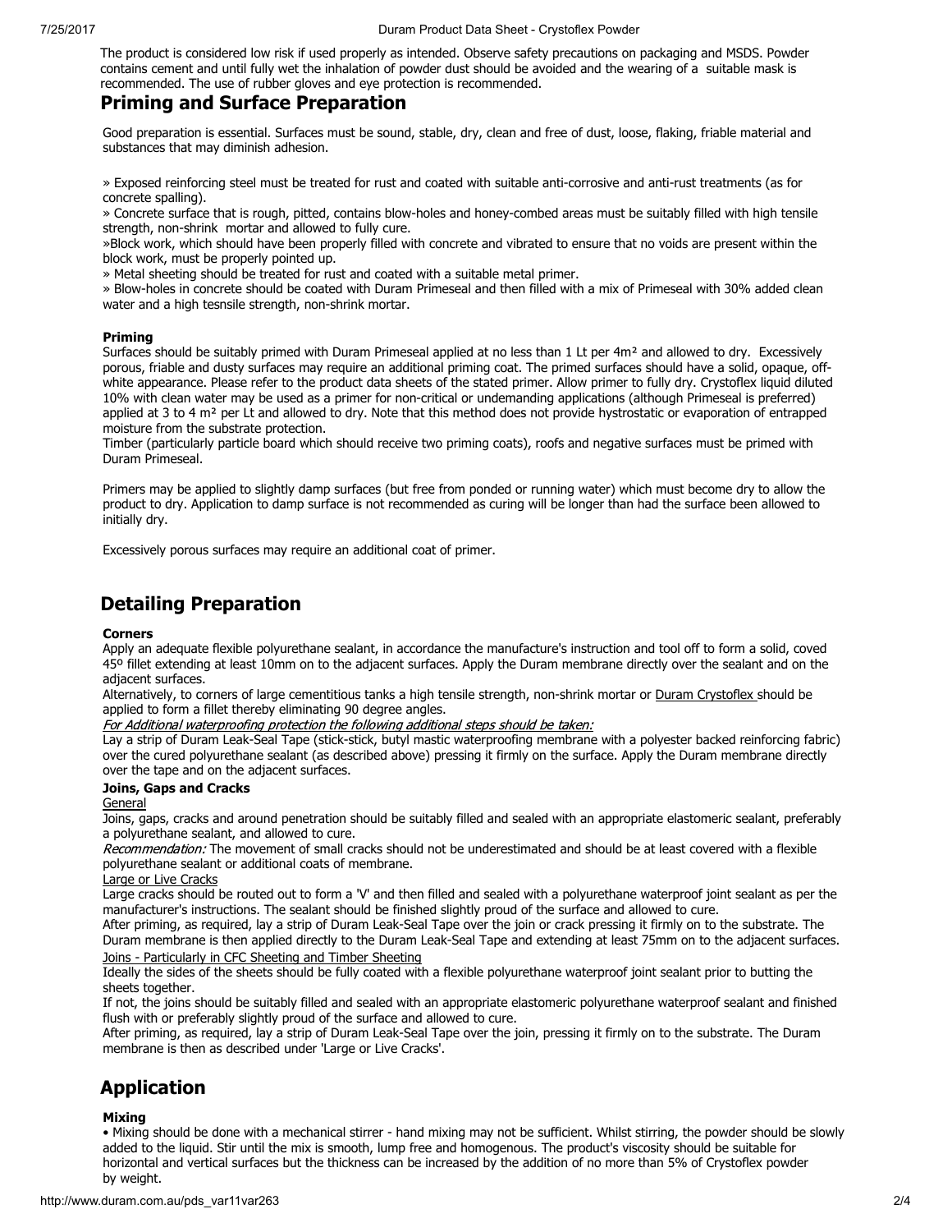The product is considered low risk if used properly as intended. Observe safety precautions on packaging and MSDS. Powder contains cement and until fully wet the inhalation of powder dust should be avoided and the wearing of a suitable mask is recommended. The use of rubber gloves and eye protection is recommended.

## Priming and Surface Preparation

Good preparation is essential. Surfaces must be sound, stable, dry, clean and free of dust, loose, flaking, friable material and substances that may diminish adhesion.

» Exposed reinforcing steel must be treated for rust and coated with suitable anti-corrosive and anti-rust treatments (as for concrete spalling).
» Concrete surface that is rough, pitted, contains blow-holes and honey-combed areas must be suitably filled with high tensile strength, non-shrink mortar and allowed to fully cure.
»Block work, which should have been properly filled with concrete and vibrated to ensure that no voids are present within the block work, must be properly pointed up.
» Metal sheeting should be treated for rust and coated with a suitable metal primer.
» Blow-holes in concrete should be coated with Duram Primeseal and then filled with a mix of Primeseal with 30% added clean water and a high tesnsile strength, non-shrink mortar.

**Priming**
Surfaces should be suitably primed with Duram Primeseal applied at no less than 1 Lt per 4m² and allowed to dry. Excessively porous, friable and dusty surfaces may require an additional priming coat. The primed surfaces should have a solid, opaque, off-white appearance. Please refer to the product data sheets of the stated primer. Allow primer to fully dry. Crystoflex liquid diluted 10% with clean water may be used as a primer for non-critical or undemanding applications (although Primeseal is preferred) applied at 3 to 4 m² per Lt and allowed to dry. Note that this method does not provide hystrostatic or evaporation of entrapped moisture from the substrate protection.
Timber (particularly particle board which should receive two priming coats), roofs and negative surfaces must be primed with Duram Primeseal.

Primers may be applied to slightly damp surfaces (but free from ponded or running water) which must become dry to allow the product to dry. Application to damp surface is not recommended as curing will be longer than had the surface been allowed to initially dry.

Excessively porous surfaces may require an additional coat of primer.

## Detailing Preparation

**Corners**
Apply an adequate flexible polyurethane sealant, in accordance the manufacture's instruction and tool off to form a solid, coved 45º fillet extending at least 10mm on to the adjacent surfaces. Apply the Duram membrane directly over the sealant and on the adjacent surfaces.
Alternatively, to corners of large cementitious tanks a high tensile strength, non-shrink mortar or Duram Crystoflex should be applied to form a fillet thereby eliminating 90 degree angles.
*For Additional waterproofing protection the following additional steps should be taken:*
Lay a strip of Duram Leak-Seal Tape (stick-stick, butyl mastic waterproofing membrane with a polyester backed reinforcing fabric) over the cured polyurethane sealant (as described above) pressing it firmly on the surface. Apply the Duram membrane directly over the tape and on the adjacent surfaces.

**Joins, Gaps and Cracks**
General
Joins, gaps, cracks and around penetration should be suitably filled and sealed with an appropriate elastomeric sealant, preferably a polyurethane sealant, and allowed to cure.
*Recommendation:* The movement of small cracks should not be underestimated and should be at least covered with a flexible polyurethane sealant or additional coats of membrane.
Large or Live Cracks
Large cracks should be routed out to form a 'V' and then filled and sealed with a polyurethane waterproof joint sealant as per the manufacturer's instructions. The sealant should be finished slightly proud of the surface and allowed to cure.
After priming, as required, lay a strip of Duram Leak-Seal Tape over the join or crack pressing it firmly on to the substrate. The Duram membrane is then applied directly to the Duram Leak-Seal Tape and extending at least 75mm on to the adjacent surfaces.
Joins - Particularly in CFC Sheeting and Timber Sheeting
Ideally the sides of the sheets should be fully coated with a flexible polyurethane waterproof joint sealant prior to butting the sheets together.
If not, the joins should be suitably filled and sealed with an appropriate elastomeric polyurethane waterproof sealant and finished flush with or preferably slightly proud of the surface and allowed to cure.
After priming, as required, lay a strip of Duram Leak-Seal Tape over the join, pressing it firmly on to the substrate. The Duram membrane is then as described under 'Large or Live Cracks'.

## Application

**Mixing**
• Mixing should be done with a mechanical stirrer - hand mixing may not be sufficient. Whilst stirring, the powder should be slowly added to the liquid. Stir until the mix is smooth, lump free and homogenous. The product's viscosity should be suitable for horizontal and vertical surfaces but the thickness can be increased by the addition of no more than 5% of Crystoflex powder by weight.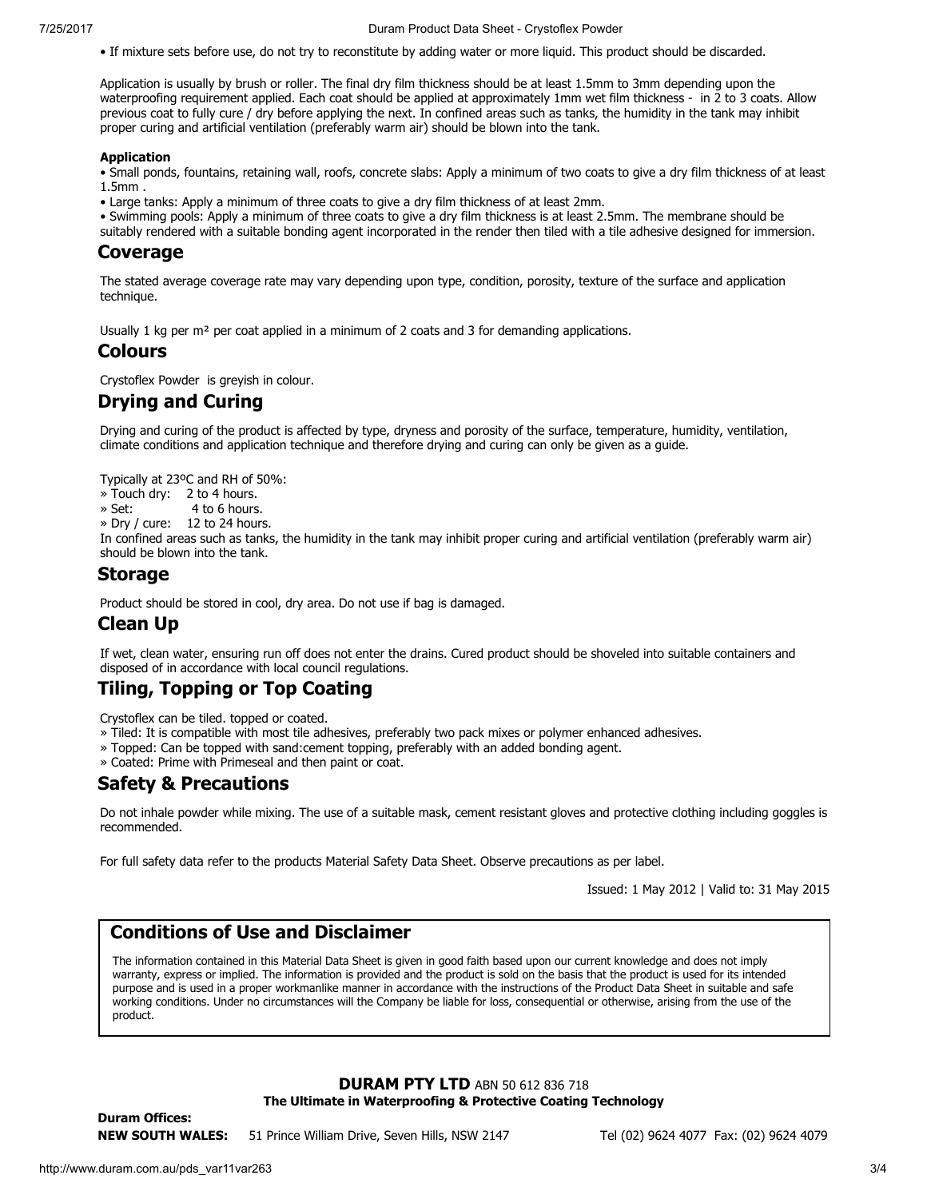• If mixture sets before use, do not try to reconstitute by adding water or more liquid. This product should be discarded.

Application is usually by brush or roller. The final dry film thickness should be at least 1.5mm to 3mm depending upon the waterproofing requirement applied. Each coat should be applied at approximately 1mm wet film thickness - in 2 to 3 coats. Allow previous coat to fully cure / dry before applying the next. In confined areas such as tanks, the humidity in the tank may inhibit proper curing and artificial ventilation (preferably warm air) should be blown into the tank.

**Application**

• Small ponds, fountains, retaining wall, roofs, concrete slabs: Apply a minimum of two coats to give a dry film thickness of at least 1.5mm .
• Large tanks: Apply a minimum of three coats to give a dry film thickness of at least 2mm.
• Swimming pools: Apply a minimum of three coats to give a dry film thickness is at least 2.5mm. The membrane should be suitably rendered with a suitable bonding agent incorporated in the render then tiled with a tile adhesive designed for immersion.

## Coverage

The stated average coverage rate may vary depending upon type, condition, porosity, texture of the surface and application technique.

Usually 1 kg per m² per coat applied in a minimum of 2 coats and 3 for demanding applications.

## Colours

Crystoflex Powder is greyish in colour.

## Drying and Curing

Drying and curing of the product is affected by type, dryness and porosity of the surface, temperature, humidity, ventilation, climate conditions and application technique and therefore drying and curing can only be given as a guide.

Typically at 23ºC and RH of 50%:
» Touch dry: 2 to 4 hours.
» Set: 4 to 6 hours.
» Dry / cure: 12 to 24 hours.
In confined areas such as tanks, the humidity in the tank may inhibit proper curing and artificial ventilation (preferably warm air) should be blown into the tank.

## Storage

Product should be stored in cool, dry area. Do not use if bag is damaged.

## Clean Up

If wet, clean water, ensuring run off does not enter the drains. Cured product should be shoveled into suitable containers and disposed of in accordance with local council regulations.

## Tiling, Topping or Top Coating

Crystoflex can be tiled. topped or coated.
» Tiled: It is compatible with most tile adhesives, preferably two pack mixes or polymer enhanced adhesives.
» Topped: Can be topped with sand:cement topping, preferably with an added bonding agent.
» Coated: Prime with Primeseal and then paint or coat.

## Safety & Precautions

Do not inhale powder while mixing. The use of a suitable mask, cement resistant gloves and protective clothing including goggles is recommended.

For full safety data refer to the products Material Safety Data Sheet. Observe precautions as per label.

Issued: 1 May 2012 | Valid to: 31 May 2015

## Conditions of Use and Disclaimer

The information contained in this Material Data Sheet is given in good faith based upon our current knowledge and does not imply warranty, express or implied. The information is provided and the product is sold on the basis that the product is used for its intended purpose and is used in a proper workmanlike manner in accordance with the instructions of the Product Data Sheet in suitable and safe working conditions. Under no circumstances will the Company be liable for loss, consequential or otherwise, arising from the use of the product.

**DURAM PTY LTD** ABN 50 612 836 718
**The Ultimate in Waterproofing & Protective Coating Technology**

**Duram Offices:**
**NEW SOUTH WALES:** 51 Prince William Drive, Seven Hills, NSW 2147 Tel (02) 9624 4077 Fax: (02) 9624 4079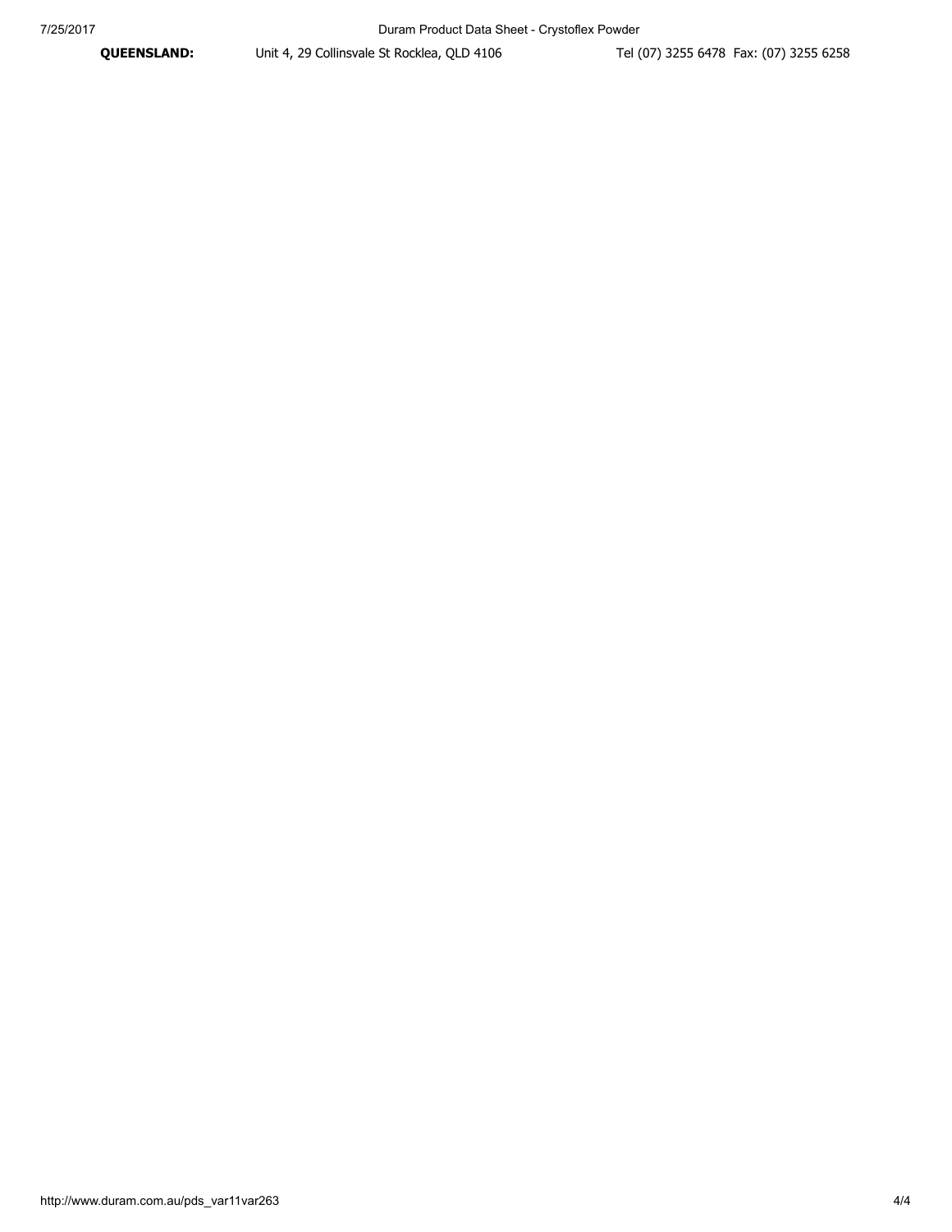**QUEENSLAND:** Unit 4, 29 Collinsvale St Rocklea, QLD 4106 Tel (07) 3255 6478 Fax: (07) 3255 6258